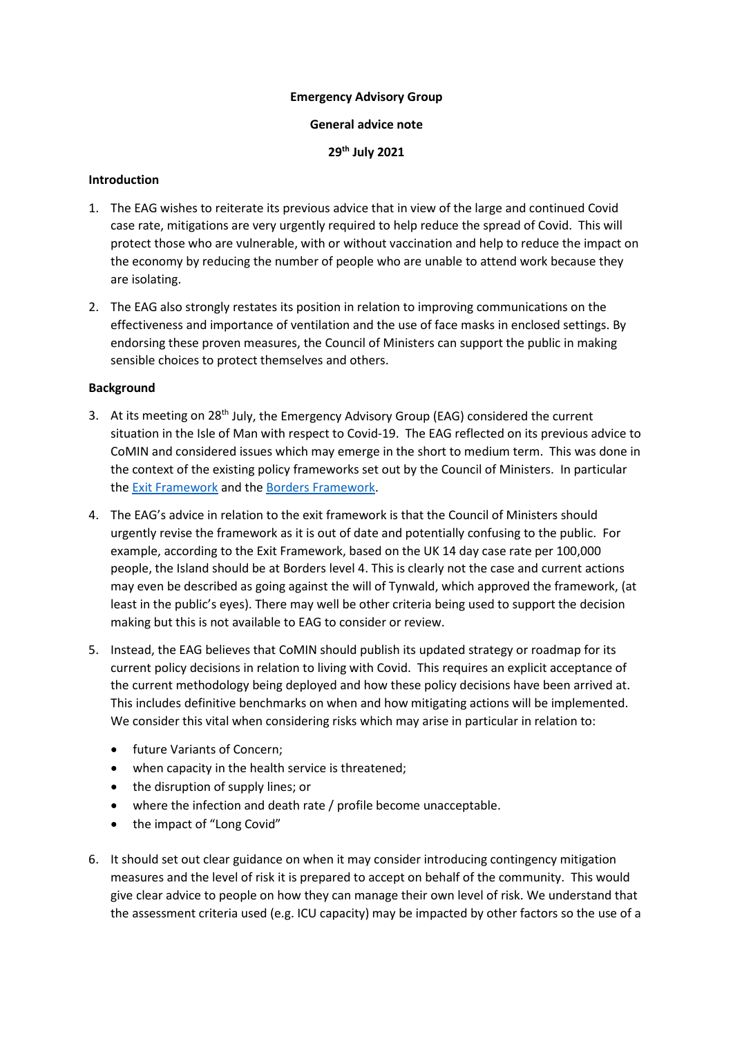**Emergency Advisory Group**

**General advice note**

**29th July 2021**

**Introduction**

1. The EAG wishes to reiterate its previous advice that in view of the large and continued Covid case rate, mitigations are very urgently required to help reduce the spread of Covid. This will protect those who are vulnerable, with or without vaccination and help to reduce the impact on the economy by reducing the number of people who are unable to attend work because they are isolating.
2. The EAG also strongly restates its position in relation to improving communications on the effectiveness and importance of ventilation and the use of face masks in enclosed settings. By endorsing these proven measures, the Council of Ministers can support the public in making sensible choices to protect themselves and others.

**Background**

3. At its meeting on 28th July, the Emergency Advisory Group (EAG) considered the current situation in the Isle of Man with respect to Covid-19. The EAG reflected on its previous advice to CoMIN and considered issues which may emerge in the short to medium term. This was done in the context of the existing policy frameworks set out by the Council of Ministers. In particular the Exit Framework and the Borders Framework.
4. The EAG's advice in relation to the exit framework is that the Council of Ministers should urgently revise the framework as it is out of date and potentially confusing to the public. For example, according to the Exit Framework, based on the UK 14 day case rate per 100,000 people, the Island should be at Borders level 4. This is clearly not the case and current actions may even be described as going against the will of Tynwald, which approved the framework, (at least in the public's eyes). There may well be other criteria being used to support the decision making but this is not available to EAG to consider or review.
5. Instead, the EAG believes that CoMIN should publish its updated strategy or roadmap for its current policy decisions in relation to living with Covid. This requires an explicit acceptance of the current methodology being deployed and how these policy decisions have been arrived at. This includes definitive benchmarks on when and how mitigating actions will be implemented. We consider this vital when considering risks which may arise in particular in relation to:
   - future Variants of Concern;
   - when capacity in the health service is threatened;
   - the disruption of supply lines; or
   - where the infection and death rate / profile become unacceptable.
   - the impact of "Long Covid"
6. It should set out clear guidance on when it may consider introducing contingency mitigation measures and the level of risk it is prepared to accept on behalf of the community. This would give clear advice to people on how they can manage their own level of risk. We understand that the assessment criteria used (e.g. ICU capacity) may be impacted by other factors so the use of a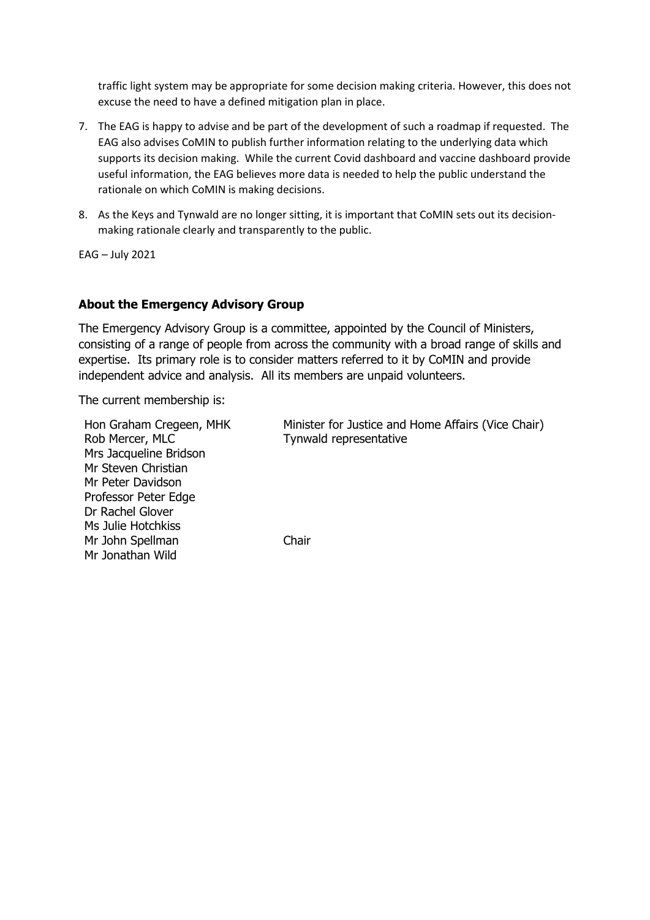traffic light system may be appropriate for some decision making criteria. However, this does not excuse the need to have a defined mitigation plan in place.

7. The EAG is happy to advise and be part of the development of such a roadmap if requested. The EAG also advises CoMIN to publish further information relating to the underlying data which supports its decision making. While the current Covid dashboard and vaccine dashboard provide useful information, the EAG believes more data is needed to help the public understand the rationale on which CoMIN is making decisions.
8. As the Keys and Tynwald are no longer sitting, it is important that CoMIN sets out its decision-making rationale clearly and transparently to the public.

EAG – July 2021

## About the Emergency Advisory Group

The Emergency Advisory Group is a committee, appointed by the Council of Ministers, consisting of a range of people from across the community with a broad range of skills and expertise. Its primary role is to consider matters referred to it by CoMIN and provide independent advice and analysis. All its members are unpaid volunteers.

The current membership is:

| | |
|---|---|
| Hon Graham Cregeen, MHK | Minister for Justice and Home Affairs (Vice Chair) |
| Rob Mercer, MLC | Tynwald representative |
| Mrs Jacqueline Bridson | |
| Mr Steven Christian | |
| Mr Peter Davidson | |
| Professor Peter Edge | |
| Dr Rachel Glover | |
| Ms Julie Hotchkiss | |
| Mr John Spellman | Chair |
| Mr Jonathan Wild | |